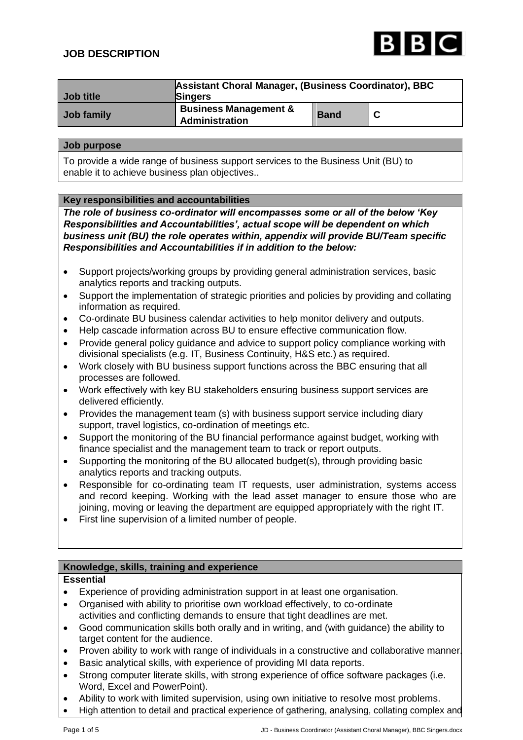## JOB DESCRIPTION

| Job title | Assistant Choral Manager, (Business Coordinator), BBC Singers | | |
|---|---|---|---|
| Job family | Business Management & Administration | Band | C |

### Job purpose

To provide a wide range of business support services to the Business Unit (BU) to enable it to achieve business plan objectives..

### Key responsibilities and accountabilities

***The role of business co-ordinator will encompasses some or all of the below 'Key Responsibilities and Accountabilities', actual scope will be dependent on which business unit (BU) the role operates within, appendix will provide BU/Team specific Responsibilities and Accountabilities if in addition to the below:***

- Support projects/working groups by providing general administration services, basic analytics reports and tracking outputs.
- Support the implementation of strategic priorities and policies by providing and collating information as required.
- Co-ordinate BU business calendar activities to help monitor delivery and outputs.
- Help cascade information across BU to ensure effective communication flow.
- Provide general policy guidance and advice to support policy compliance working with divisional specialists (e.g. IT, Business Continuity, H&S etc.) as required.
- Work closely with BU business support functions across the BBC ensuring that all processes are followed.
- Work effectively with key BU stakeholders ensuring business support services are delivered efficiently.
- Provides the management team (s) with business support service including diary support, travel logistics, co-ordination of meetings etc.
- Support the monitoring of the BU financial performance against budget, working with finance specialist and the management team to track or report outputs.
- Supporting the monitoring of the BU allocated budget(s), through providing basic analytics reports and tracking outputs.
- Responsible for co-ordinating team IT requests, user administration, systems access and record keeping. Working with the lead asset manager to ensure those who are joining, moving or leaving the department are equipped appropriately with the right IT.
- First line supervision of a limited number of people.

### Knowledge, skills, training and experience

**Essential**

- Experience of providing administration support in at least one organisation.
- Organised with ability to prioritise own workload effectively, to co-ordinate activities and conflicting demands to ensure that tight deadlines are met.
- Good communication skills both orally and in writing, and (with guidance) the ability to target content for the audience.
- Proven ability to work with range of individuals in a constructive and collaborative manner.
- Basic analytical skills, with experience of providing MI data reports.
- Strong computer literate skills, with strong experience of office software packages (i.e. Word, Excel and PowerPoint).
- Ability to work with limited supervision, using own initiative to resolve most problems.
- High attention to detail and practical experience of gathering, analysing, collating complex and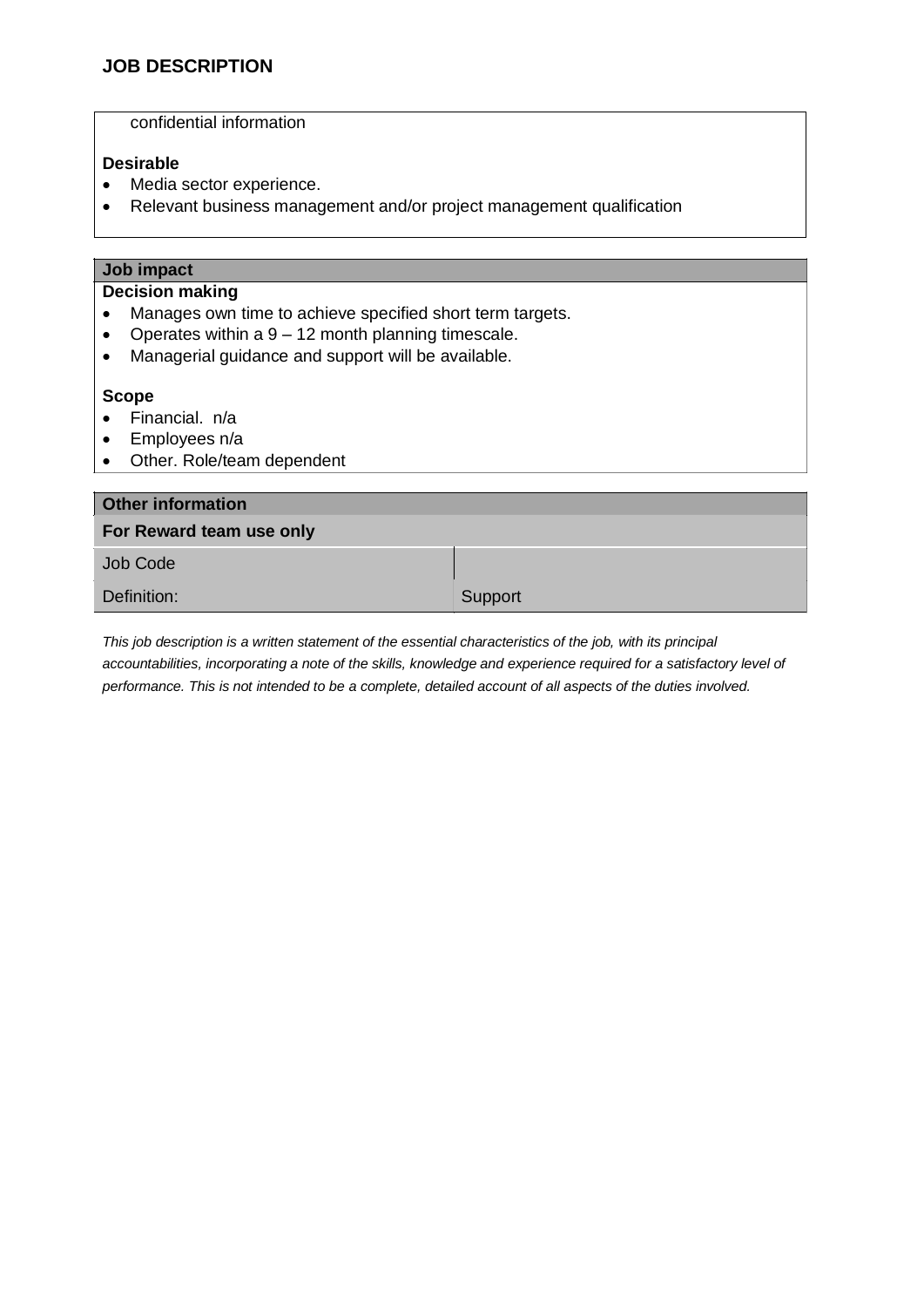confidential information

**Desirable**

- Media sector experience.
- Relevant business management and/or project management qualification

## Job impact

**Decision making**

- Manages own time to achieve specified short term targets.
- Operates within a 9 – 12 month planning timescale.
- Managerial guidance and support will be available.

**Scope**

- Financial. n/a
- Employees n/a
- Other. Role/team dependent

## Other information

| For Reward team use only | |
|---|---|
| Job Code | |
| Definition: | Support |

*This job description is a written statement of the essential characteristics of the job, with its principal accountabilities, incorporating a note of the skills, knowledge and experience required for a satisfactory level of performance. This is not intended to be a complete, detailed account of all aspects of the duties involved.*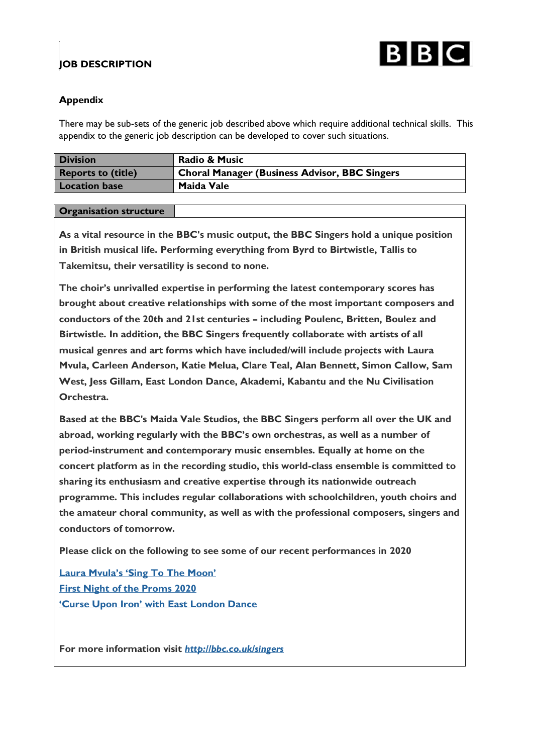# JOB DESCRIPTION

## Appendix

There may be sub-sets of the generic job described above which require additional technical skills. This appendix to the generic job description can be developed to cover such situations.

| **Division** | **Radio & Music** |
|---|---|
| **Reports to (title)** | **Choral Manager (Business Advisor, BBC Singers** |
| **Location base** | **Maida Vale** |

**Organisation structure**

**As a vital resource in the BBC's music output, the BBC Singers hold a unique position in British musical life. Performing everything from Byrd to Birtwistle, Tallis to Takemitsu, their versatility is second to none.**

**The choir's unrivalled expertise in performing the latest contemporary scores has brought about creative relationships with some of the most important composers and conductors of the 20th and 21st centuries – including Poulenc, Britten, Boulez and Birtwistle. In addition, the BBC Singers frequently collaborate with artists of all musical genres and art forms which have included/will include projects with Laura Mvula, Carleen Anderson, Katie Melua, Clare Teal, Alan Bennett, Simon Callow, Sam West, Jess Gillam, East London Dance, Akademi, Kabantu and the Nu Civilisation Orchestra.**

**Based at the BBC's Maida Vale Studios, the BBC Singers perform all over the UK and abroad, working regularly with the BBC's own orchestras, as well as a number of period-instrument and contemporary music ensembles. Equally at home on the concert platform as in the recording studio, this world-class ensemble is committed to sharing its enthusiasm and creative expertise through its nationwide outreach programme. This includes regular collaborations with schoolchildren, youth choirs and the amateur choral community, as well as with the professional composers, singers and conductors of tomorrow.**

**Please click on the following to see some of our recent performances in 2020**

**Laura Mvula's 'Sing To The Moon'**
**First Night of the Proms 2020**
**'Curse Upon Iron' with East London Dance**

**For more information visit *http://bbc.co.uk/singers***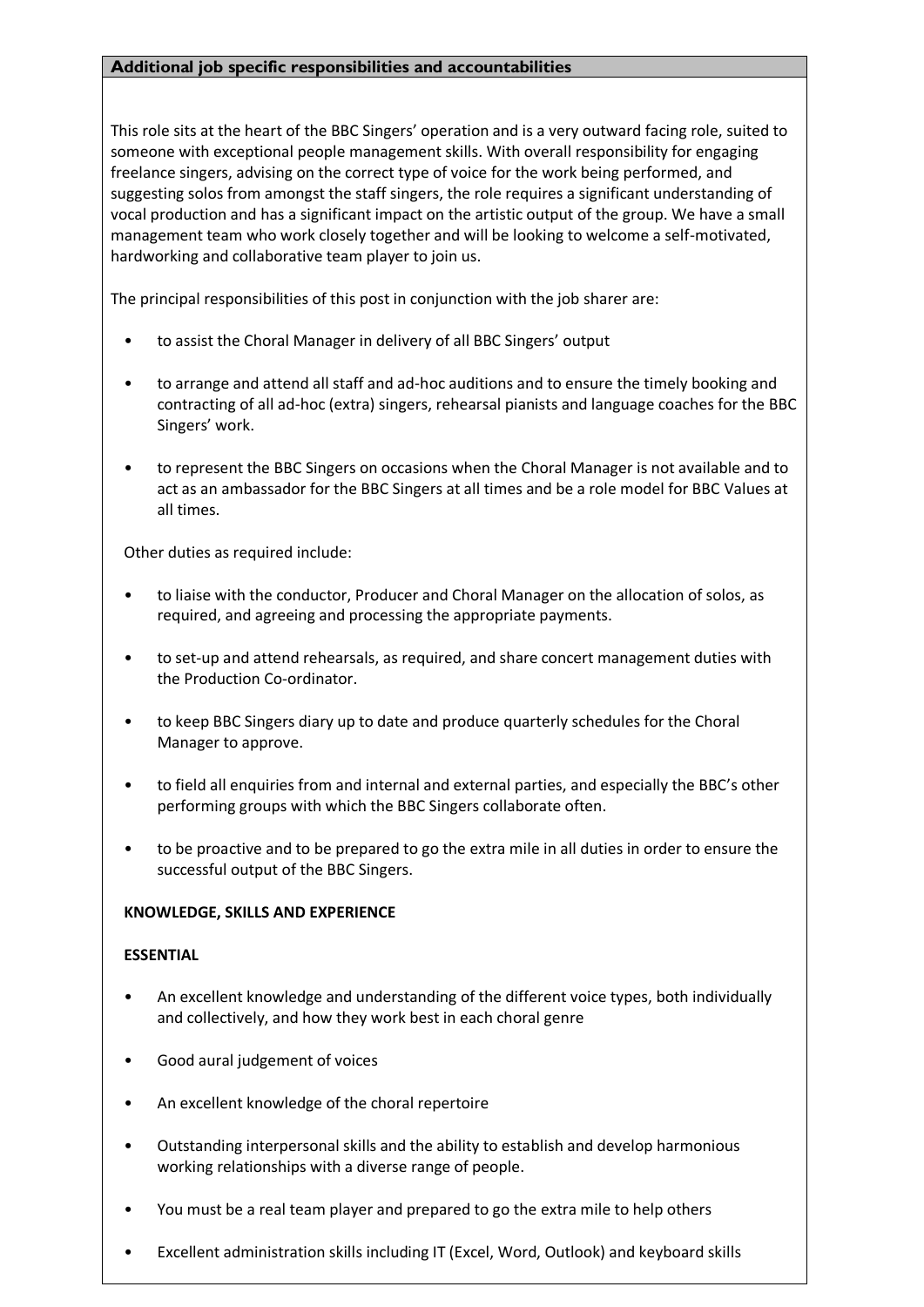## Additional job specific responsibilities and accountabilities

This role sits at the heart of the BBC Singers' operation and is a very outward facing role, suited to someone with exceptional people management skills. With overall responsibility for engaging freelance singers, advising on the correct type of voice for the work being performed, and suggesting solos from amongst the staff singers, the role requires a significant understanding of vocal production and has a significant impact on the artistic output of the group. We have a small management team who work closely together and will be looking to welcome a self-motivated, hardworking and collaborative team player to join us.

The principal responsibilities of this post in conjunction with the job sharer are:

- to assist the Choral Manager in delivery of all BBC Singers' output
- to arrange and attend all staff and ad-hoc auditions and to ensure the timely booking and contracting of all ad-hoc (extra) singers, rehearsal pianists and language coaches for the BBC Singers' work.
- to represent the BBC Singers on occasions when the Choral Manager is not available and to act as an ambassador for the BBC Singers at all times and be a role model for BBC Values at all times.

Other duties as required include:

- to liaise with the conductor, Producer and Choral Manager on the allocation of solos, as required, and agreeing and processing the appropriate payments.
- to set-up and attend rehearsals, as required, and share concert management duties with the Production Co-ordinator.
- to keep BBC Singers diary up to date and produce quarterly schedules for the Choral Manager to approve.
- to field all enquiries from and internal and external parties, and especially the BBC's other performing groups with which the BBC Singers collaborate often.
- to be proactive and to be prepared to go the extra mile in all duties in order to ensure the successful output of the BBC Singers.

**KNOWLEDGE, SKILLS AND EXPERIENCE**

**ESSENTIAL**

- An excellent knowledge and understanding of the different voice types, both individually and collectively, and how they work best in each choral genre
- Good aural judgement of voices
- An excellent knowledge of the choral repertoire
- Outstanding interpersonal skills and the ability to establish and develop harmonious working relationships with a diverse range of people.
- You must be a real team player and prepared to go the extra mile to help others
- Excellent administration skills including IT (Excel, Word, Outlook) and keyboard skills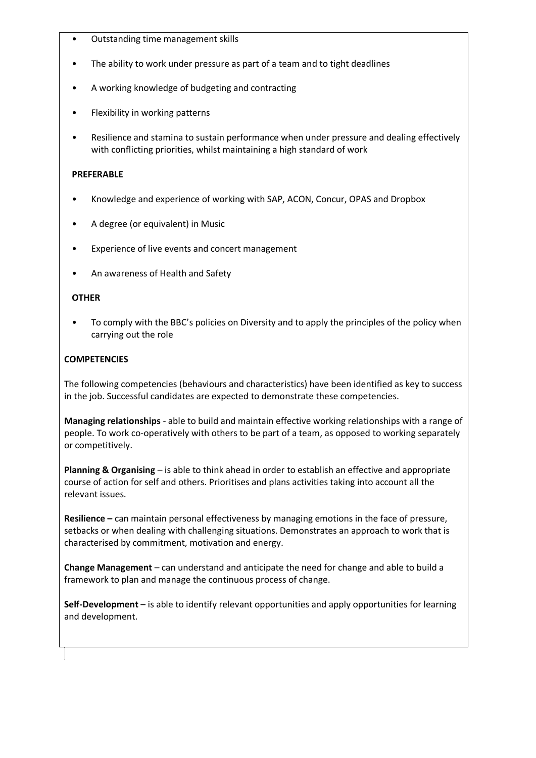- Outstanding time management skills
- The ability to work under pressure as part of a team and to tight deadlines
- A working knowledge of budgeting and contracting
- Flexibility in working patterns
- Resilience and stamina to sustain performance when under pressure and dealing effectively with conflicting priorities, whilst maintaining a high standard of work

**PREFERABLE**

- Knowledge and experience of working with SAP, ACON, Concur, OPAS and Dropbox
- A degree (or equivalent) in Music
- Experience of live events and concert management
- An awareness of Health and Safety

**OTHER**

- To comply with the BBC's policies on Diversity and to apply the principles of the policy when carrying out the role

**COMPETENCIES**

The following competencies (behaviours and characteristics) have been identified as key to success in the job. Successful candidates are expected to demonstrate these competencies.

**Managing relationships** - able to build and maintain effective working relationships with a range of people. To work co-operatively with others to be part of a team, as opposed to working separately or competitively.

**Planning & Organising** – is able to think ahead in order to establish an effective and appropriate course of action for self and others. Prioritises and plans activities taking into account all the relevant issues.

**Resilience –** can maintain personal effectiveness by managing emotions in the face of pressure, setbacks or when dealing with challenging situations. Demonstrates an approach to work that is characterised by commitment, motivation and energy.

**Change Management** – can understand and anticipate the need for change and able to build a framework to plan and manage the continuous process of change.

**Self-Development** – is able to identify relevant opportunities and apply opportunities for learning and development.